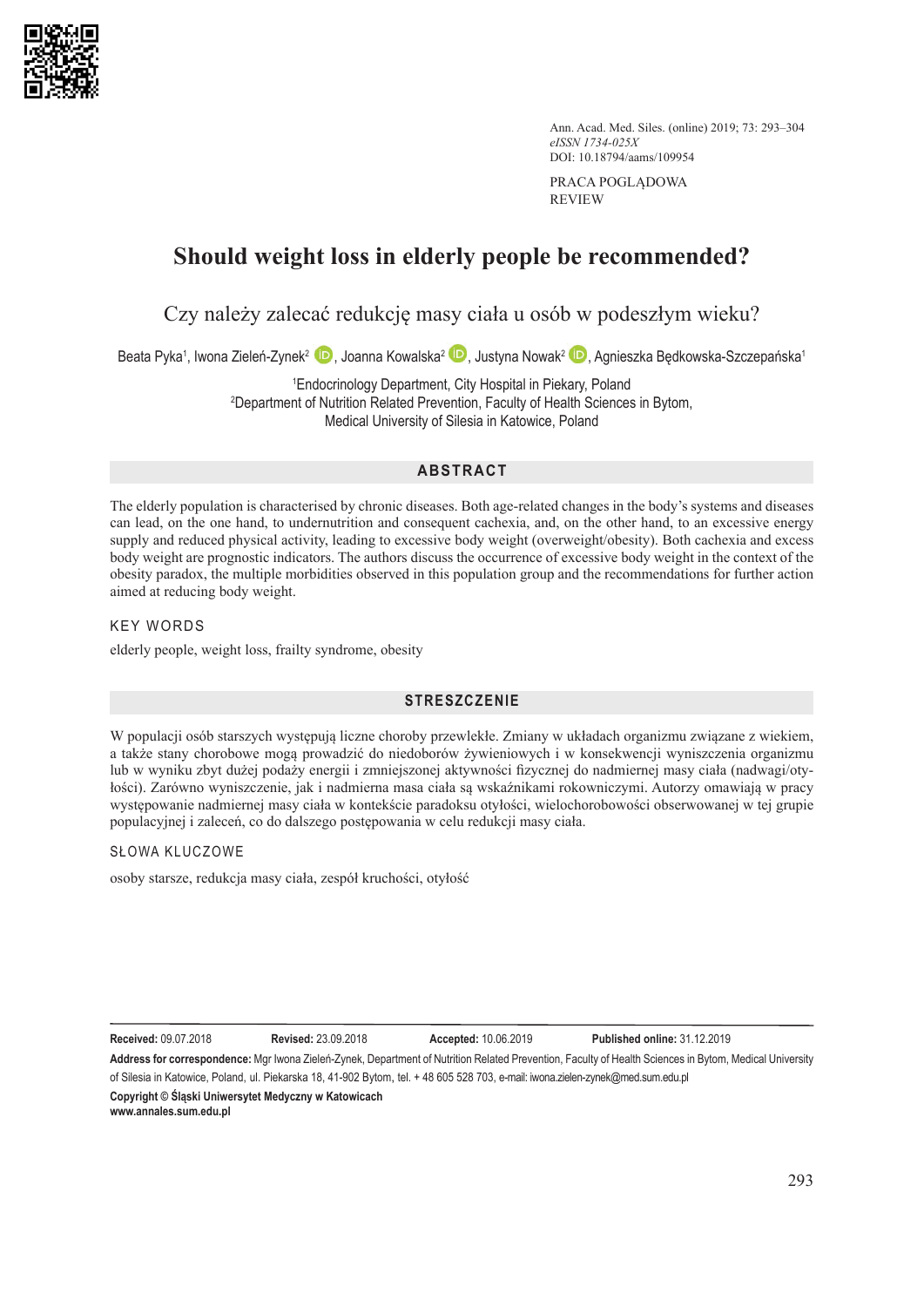Ann. Acad. Med. Siles. (online) 2019; 73: 293–304
*eISSN 1734-025X*
DOI: 10.18794/aams/109954

PRACA POGLĄDOWA
REVIEW

# Should weight loss in elderly people be recommended?

## Czy należy zalecać redukcję masy ciała u osób w podeszłym wieku?

Beata Pyka[1], Iwona Zieleń-Zynek[2], Joanna Kowalska[2], Justyna Nowak[2], Agnieszka Będkowska-Szczepańska[1]

[1]Endocrinology Department, City Hospital in Piekary, Poland
[2]Department of Nutrition Related Prevention, Faculty of Health Sciences in Bytom, Medical University of Silesia in Katowice, Poland

### ABSTRACT

The elderly population is characterised by chronic diseases. Both age-related changes in the body's systems and diseases can lead, on the one hand, to undernutrition and consequent cachexia, and, on the other hand, to an excessive energy supply and reduced physical activity, leading to excessive body weight (overweight/obesity). Both cachexia and excess body weight are prognostic indicators. The authors discuss the occurrence of excessive body weight in the context of the obesity paradox, the multiple morbidities observed in this population group and the recommendations for further action aimed at reducing body weight.

#### KEY WORDS

elderly people, weight loss, frailty syndrome, obesity

### STRESZCZENIE

W populacji osób starszych występują liczne choroby przewlekłe. Zmiany w układach organizmu związane z wiekiem, a także stany chorobowe mogą prowadzić do niedoborów żywieniowych i w konsekwencji wyniszczenia organizmu lub w wyniku zbyt dużej podaży energii i zmniejszonej aktywności fizycznej do nadmiernej masy ciała (nadwagi/otyłości). Zarówno wyniszczenie, jak i nadmierna masa ciała są wskaźnikami rokowniczymi. Autorzy omawiają w pracy występowanie nadmiernej masy ciała w kontekście paradoksu otyłości, wielochorobowości obserwowanej w tej grupie populacyjnej i zaleceń, co do dalszego postępowania w celu redukcji masy ciała.

#### SŁOWA KLUCZOWE

osoby starsze, redukcja masy ciała, zespół kruchości, otyłość

---

**Received:** 09.07.2018 **Revised:** 23.09.2018 **Accepted:** 10.06.2019 **Published online:** 31.12.2019

**Address for correspondence:** Mgr Iwona Zieleń-Zynek, Department of Nutrition Related Prevention, Faculty of Health Sciences in Bytom, Medical University of Silesia in Katowice, Poland, ul. Piekarska 18, 41-902 Bytom, tel. + 48 605 528 703, e-mail: iwona.zielen-zynek@med.sum.edu.pl

**Copyright © Śląski Uniwersytet Medyczny w Katowicach**
**www.annales.sum.edu.pl**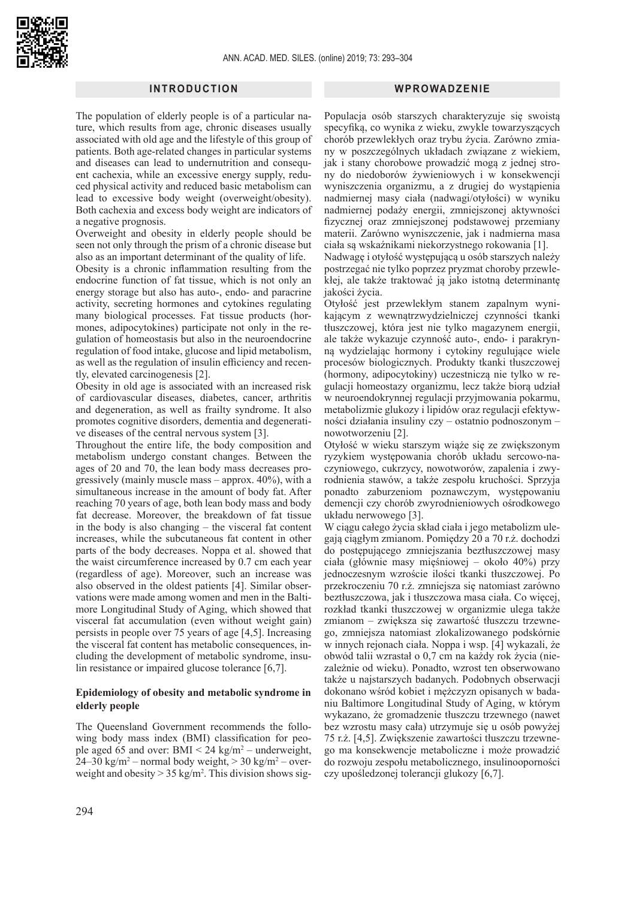## INTRODUCTION

The population of elderly people is of a particular nature, which results from age, chronic diseases usually associated with old age and the lifestyle of this group of patients. Both age-related changes in particular systems and diseases can lead to undernutrition and consequent cachexia, while an excessive energy supply, reduced physical activity and reduced basic metabolism can lead to excessive body weight (overweight/obesity). Both cachexia and excess body weight are indicators of a negative prognosis.

Overweight and obesity in elderly people should be seen not only through the prism of a chronic disease but also as an important determinant of the quality of life.

Obesity is a chronic inflammation resulting from the endocrine function of fat tissue, which is not only an energy storage but also has auto-, endo- and paracrine activity, secreting hormones and cytokines regulating many biological processes. Fat tissue products (hormones, adipocytokines) participate not only in the regulation of homeostasis but also in the neuroendocrine regulation of food intake, glucose and lipid metabolism, as well as the regulation of insulin efficiency and recently, elevated carcinogenesis [2].

Obesity in old age is associated with an increased risk of cardiovascular diseases, diabetes, cancer, arthritis and degeneration, as well as frailty syndrome. It also promotes cognitive disorders, dementia and degenerative diseases of the central nervous system [3].

Throughout the entire life, the body composition and metabolism undergo constant changes. Between the ages of 20 and 70, the lean body mass decreases progressively (mainly muscle mass – approx. 40%), with a simultaneous increase in the amount of body fat. After reaching 70 years of age, both lean body mass and body fat decrease. Moreover, the breakdown of fat tissue in the body is also changing – the visceral fat content increases, while the subcutaneous fat content in other parts of the body decreases. Noppa et al. showed that the waist circumference increased by 0.7 cm each year (regardless of age). Moreover, such an increase was also observed in the oldest patients [4]. Similar observations were made among women and men in the Baltimore Longitudinal Study of Aging, which showed that visceral fat accumulation (even without weight gain) persists in people over 75 years of age [4,5]. Increasing the visceral fat content has metabolic consequences, including the development of metabolic syndrome, insulin resistance or impaired glucose tolerance [6,7].

### Epidemiology of obesity and metabolic syndrome in elderly people

The Queensland Government recommends the following body mass index (BMI) classification for people aged 65 and over: BMI < 24 kg/m$^2$ – underweight, 24–30 kg/m$^2$ – normal body weight, > 30 kg/m$^2$ – overweight and obesity > 35 kg/m$^2$. This division shows sig-

## WPROWADZENIE

Populacja osób starszych charakteryzuje się swoistą specyfiką, co wynika z wieku, zwykle towarzyszących chorób przewlekłych oraz trybu życia. Zarówno zmiany w poszczególnych układach związane z wiekiem, jak i stany chorobowe prowadzić mogą z jednej strony do niedoborów żywieniowych i w konsekwencji wyniszczenia organizmu, a z drugiej do wystąpienia nadmiernej masy ciała (nadwagi/otyłości) w wyniku nadmiernej podaży energii, zmniejszonej aktywności fizycznej oraz zmniejszonej podstawowej przemiany materii. Zarówno wyniszczenie, jak i nadmierna masa ciała są wskaźnikami niekorzystnego rokowania [1].

Nadwagę i otyłość występującą u osób starszych należy postrzegać nie tylko poprzez pryzmat choroby przewlekłej, ale także traktować ją jako istotną determinantę jakości życia.

Otyłość jest przewlekłym stanem zapalnym wynikającym z wewnątrzwydzielniczej czynności tkanki tłuszczowej, która jest nie tylko magazynem energii, ale także wykazuje czynność auto-, endo- i parakrynną wydzielając hormony i cytokiny regulujące wiele procesów biologicznych. Produkty tkanki tłuszczowej (hormony, adipocytokiny) uczestniczą nie tylko w regulacji homeostazy organizmu, lecz także biorą udział w neuroendokrynnej regulacji przyjmowania pokarmu, metabolizmie glukozy i lipidów oraz regulacji efektywności działania insuliny czy – ostatnio podnoszonym – nowotworzeniu [2].

Otyłość w wieku starszym wiąże się ze zwiększonym ryzykiem występowania chorób układu sercowo-naczyniowego, cukrzycy, nowotworów, zapalenia i zwyrodnienia stawów, a także zespołu kruchości. Sprzyja ponadto zaburzeniom poznawczym, występowaniu demencji czy chorób zwyrodnieniowych ośrodkowego układu nerwowego [3].

W ciągu całego życia skład ciała i jego metabolizm ulegają ciągłym zmianom. Pomiędzy 20 a 70 r.ż. dochodzi do postępującego zmniejszania beztłuszczowej masy ciała (głównie masy mięśniowej – około 40%) przy jednoczesnym wzroście ilości tkanki tłuszczowej. Po przekroczeniu 70 r.ż. zmniejsza się natomiast zarówno beztłuszczowa, jak i tłuszczowa masa ciała. Co więcej, rozkład tkanki tłuszczowej w organizmie ulega także zmianom – zwiększa się zawartość tłuszczu trzewnego, zmniejsza natomiast zlokalizowanego podskórnie w innych rejonach ciała. Noppa i wsp. [4] wykazali, że obwód talii wzrastał o 0,7 cm na każdy rok życia (niezależnie od wieku). Ponadto, wzrost ten obserwowano także u najstarszych badanych. Podobnych obserwacji dokonano wśród kobiet i mężczyzn opisanych w badaniu Baltimore Longitudinal Study of Aging, w którym wykazano, że gromadzenie tłuszczu trzewnego (nawet bez wzrostu masy ciała) utrzymuje się u osób powyżej 75 r.ż. [4,5]. Zwiększenie zawartości tłuszczu trzewnego ma konsekwencje metaboliczne i może prowadzić do rozwoju zespołu metabolicznego, insulinooporności czy upośledzonej tolerancji glukozy [6,7].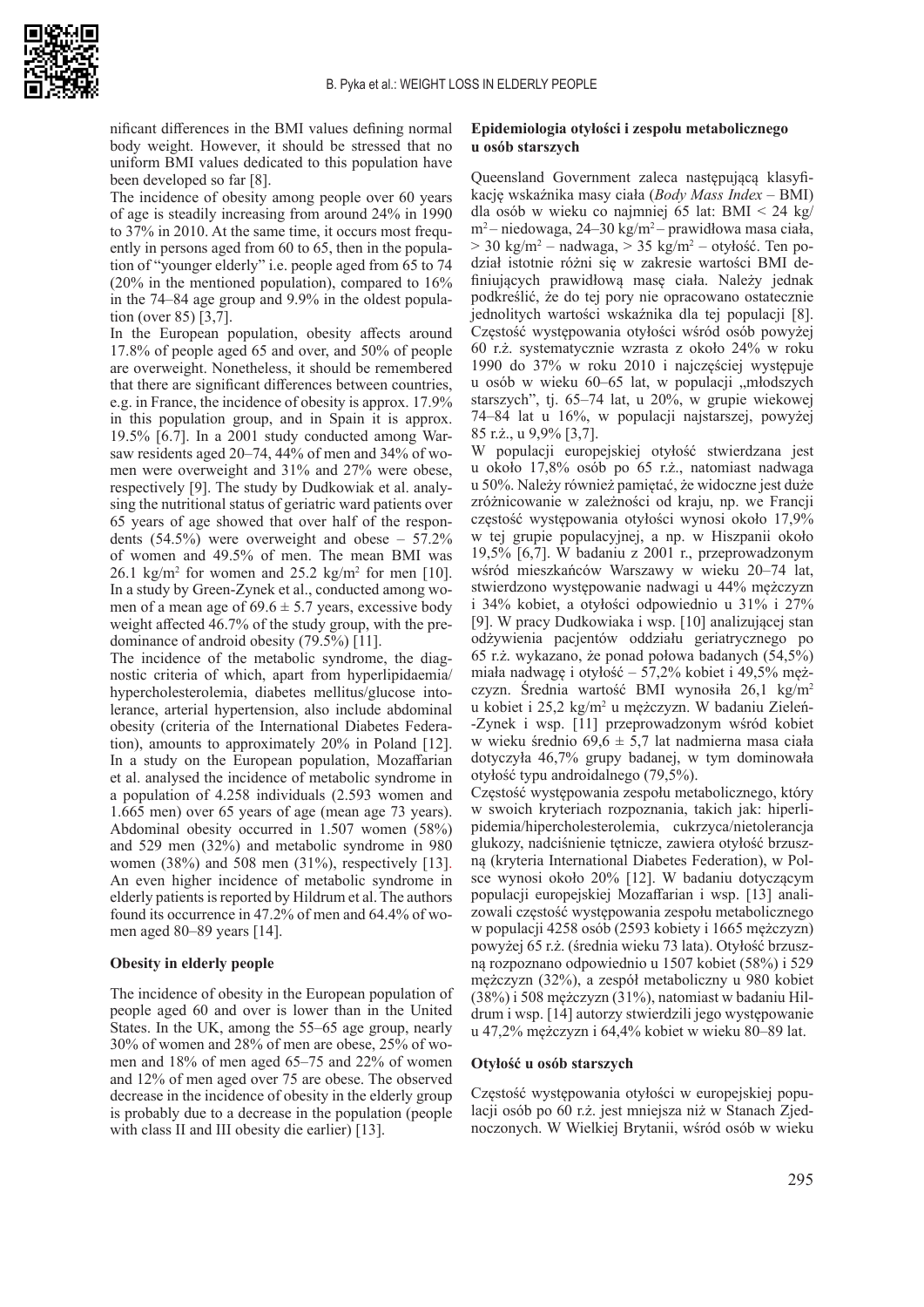nificant differences in the BMI values defining normal body weight. However, it should be stressed that no uniform BMI values dedicated to this population have been developed so far [8].

The incidence of obesity among people over 60 years of age is steadily increasing from around 24% in 1990 to 37% in 2010. At the same time, it occurs most frequently in persons aged from 60 to 65, then in the population of "younger elderly" i.e. people aged from 65 to 74 (20% in the mentioned population), compared to 16% in the 74–84 age group and 9.9% in the oldest population (over 85) [3,7].

In the European population, obesity affects around 17.8% of people aged 65 and over, and 50% of people are overweight. Nonetheless, it should be remembered that there are significant differences between countries, e.g. in France, the incidence of obesity is approx. 17.9% in this population group, and in Spain it is approx. 19.5% [6,7]. In a 2001 study conducted among Warsaw residents aged 20–74, 44% of men and 34% of women were overweight and 31% and 27% were obese, respectively [9]. The study by Dudkowiak et al. analysing the nutritional status of geriatric ward patients over 65 years of age showed that over half of the respondents (54.5%) were overweight and obese – 57.2% of women and 49.5% of men. The mean BMI was 26.1 kg/m$^2$ for women and 25.2 kg/m$^2$ for men [10]. In a study by Green-Zynek et al., conducted among women of a mean age of 69.6 ± 5.7 years, excessive body weight affected 46.7% of the study group, with the predominance of android obesity (79.5%) [11].

The incidence of the metabolic syndrome, the diagnostic criteria of which, apart from hyperlipidaemia/hypercholesterolemia, diabetes mellitus/glucose intolerance, arterial hypertension, also include abdominal obesity (criteria of the International Diabetes Federation), amounts to approximately 20% in Poland [12]. In a study on the European population, Mozaffarian et al. analysed the incidence of metabolic syndrome in a population of 4.258 individuals (2.593 women and 1.665 men) over 65 years of age (mean age 73 years). Abdominal obesity occurred in 1.507 women (58%) and 529 men (32%) and metabolic syndrome in 980 women (38%) and 508 men (31%), respectively [13]. An even higher incidence of metabolic syndrome in elderly patients is reported by Hildrum et al. The authors found its occurrence in 47.2% of men and 64.4% of women aged 80–89 years [14].

### Obesity in elderly people

The incidence of obesity in the European population of people aged 60 and over is lower than in the United States. In the UK, among the 55–65 age group, nearly 30% of women and 28% of men are obese, 25% of women and 18% of men aged 65–75 and 22% of women and 12% of men aged over 75 are obese. The observed decrease in the incidence of obesity in the elderly group is probably due to a decrease in the population (people with class II and III obesity die earlier) [13].

### Epidemiologia otyłości i zespołu metabolicznego u osób starszych

Queensland Government zaleca następującą klasyfikację wskaźnika masy ciała (*Body Mass Index* – BMI) dla osób w wieku co najmniej 65 lat: BMI < 24 kg/m$^2$ – niedowaga, 24–30 kg/m$^2$ – prawidłowa masa ciała, > 30 kg/m$^2$ – nadwaga, > 35 kg/m$^2$ – otyłość. Ten podział istotnie różni się w zakresie wartości BMI definiujących prawidłową masę ciała. Należy jednak podkreślić, że do tej pory nie opracowano ostatecznie jednolitych wartości wskaźnika dla tej populacji [8].

Częstość występowania otyłości wśród osób powyżej 60 r.ż. systematycznie wzrasta z około 24% w roku 1990 do 37% w roku 2010 i najczęściej występuje u osób w wieku 60–65 lat, w populacji „młodszych starszych", tj. 65–74 lat, u 20%, w grupie wiekowej 74–84 lat u 16%, w populacji najstarszej, powyżej 85 r.ż., u 9,9% [3,7].

W populacji europejskiej otyłość stwierdzana jest u około 17,8% osób po 65 r.ż., natomiast nadwaga u 50%. Należy również pamiętać, że widoczne jest duże zróżnicowanie w zależności od kraju, np. we Francji częstość występowania otyłości wynosi około 17,9% w tej grupie populacyjnej, a np. w Hiszpanii około 19,5% [6,7]. W badaniu z 2001 r., przeprowadzonym wśród mieszkańców Warszawy w wieku 20–74 lat, stwierdzono występowanie nadwagi u 44% mężczyzn i 34% kobiet, a otyłości odpowiednio u 31% i 27% [9]. W pracy Dudkowiaka i wsp. [10] analizującej stan odżywienia pacjentów oddziału geriatrycznego po 65 r.ż. wykazano, że ponad połowa badanych (54,5%) miała nadwagę i otyłość – 57,2% kobiet i 49,5% mężczyzn. Średnia wartość BMI wynosiła 26,1 kg/m$^2$ u kobiet i 25,2 kg/m$^2$ u mężczyzn. W badaniu Zieleń-Zynek i wsp. [11] przeprowadzonym wśród kobiet w wieku średnio 69,6 ± 5,7 lat nadmierna masa ciała dotyczyła 46,7% grupy badanej, w tym dominowała otyłość typu androidalnego (79,5%).

Częstość występowania zespołu metabolicznego, który w swoich kryteriach rozpoznania, takich jak: hiperlipidemia/hipercholesterolemia, cukrzyca/nietolerancja glukozy, nadciśnienie tętnicze, zawiera otyłość brzuszną (kryteria International Diabetes Federation), w Polsce wynosi około 20% [12]. W badaniu dotyczącym populacji europejskiej Mozaffarian i wsp. [13] analizowali częstość występowania zespołu metabolicznego w populacji 4258 osób (2593 kobiety i 1665 mężczyzn) powyżej 65 r.ż. (średnia wieku 73 lata). Otyłość brzuszną rozpoznano odpowiednio u 1507 kobiet (58%) i 529 mężczyzn (32%), a zespół metaboliczny u 980 kobiet (38%) i 508 mężczyzn (31%), natomiast w badaniu Hildrum i wsp. [14] autorzy stwierdzili jego występowanie u 47,2% mężczyzn i 64,4% kobiet w wieku 80–89 lat.

### Otyłość u osób starszych

Częstość występowania otyłości w europejskiej populacji osób po 60 r.ż. jest mniejsza niż w Stanach Zjednoczonych. W Wielkiej Brytanii, wśród osób w wieku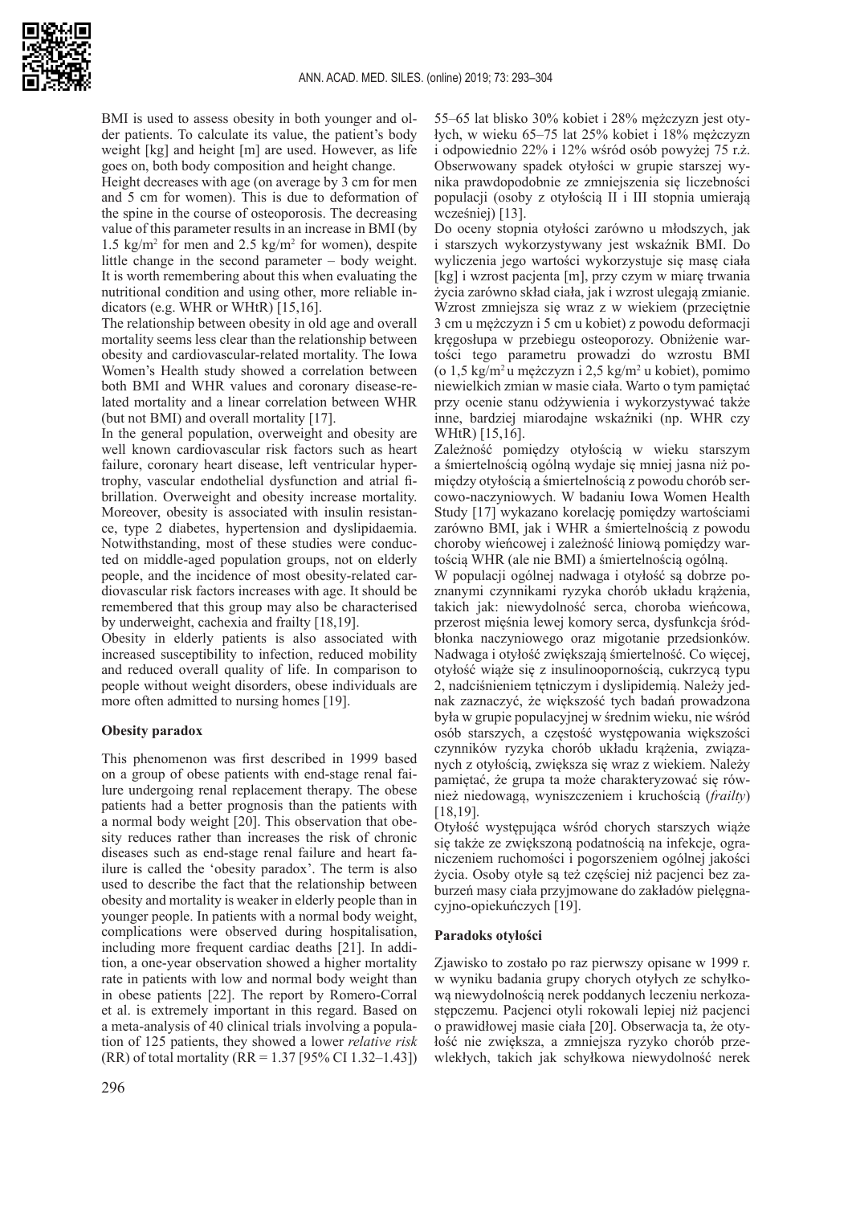BMI is used to assess obesity in both younger and older patients. To calculate its value, the patient's body weight [kg] and height [m] are used. However, as life goes on, both body composition and height change.

Height decreases with age (on average by 3 cm for men and 5 cm for women). This is due to deformation of the spine in the course of osteoporosis. The decreasing value of this parameter results in an increase in BMI (by 1.5 kg/m$^2$ for men and 2.5 kg/m$^2$ for women), despite little change in the second parameter – body weight. It is worth remembering about this when evaluating the nutritional condition and using other, more reliable indicators (e.g. WHR or WHtR) [15,16].

The relationship between obesity in old age and overall mortality seems less clear than the relationship between obesity and cardiovascular-related mortality. The Iowa Women's Health study showed a correlation between both BMI and WHR values and coronary disease-related mortality and a linear correlation between WHR (but not BMI) and overall mortality [17].

In the general population, overweight and obesity are well known cardiovascular risk factors such as heart failure, coronary heart disease, left ventricular hypertrophy, vascular endothelial dysfunction and atrial fibrillation. Overweight and obesity increase mortality. Moreover, obesity is associated with insulin resistance, type 2 diabetes, hypertension and dyslipidaemia. Notwithstanding, most of these studies were conducted on middle-aged population groups, not on elderly people, and the incidence of most obesity-related cardiovascular risk factors increases with age. It should be remembered that this group may also be characterised by underweight, cachexia and frailty [18,19].

Obesity in elderly patients is also associated with increased susceptibility to infection, reduced mobility and reduced overall quality of life. In comparison to people without weight disorders, obese individuals are more often admitted to nursing homes [19].

**Obesity paradox**

This phenomenon was first described in 1999 based on a group of obese patients with end-stage renal failure undergoing renal replacement therapy. The obese patients had a better prognosis than the patients with a normal body weight [20]. This observation that obesity reduces rather than increases the risk of chronic diseases such as end-stage renal failure and heart failure is called the 'obesity paradox'. The term is also used to describe the fact that the relationship between obesity and mortality is weaker in elderly people than in younger people. In patients with a normal body weight, complications were observed during hospitalisation, including more frequent cardiac deaths [21]. In addition, a one-year observation showed a higher mortality rate in patients with low and normal body weight than in obese patients [22]. The report by Romero-Corral et al. is extremely important in this regard. Based on a meta-analysis of 40 clinical trials involving a population of 125 patients, they showed a lower *relative risk* (RR) of total mortality (RR = 1.37 [95% CI 1.32–1.43])

55–65 lat blisko 30% kobiet i 28% mężczyzn jest otyłych, w wieku 65–75 lat 25% kobiet i 18% mężczyzn i odpowiednio 22% i 12% wśród osób powyżej 75 r.ż. Obserwowany spadek otyłości w grupie starszej wynika prawdopodobnie ze zmniejszenia się liczebności populacji (osoby z otyłością II i III stopnia umierają wcześniej) [13].

Do oceny stopnia otyłości zarówno u młodszych, jak i starszych wykorzystywany jest wskaźnik BMI. Do wyliczenia jego wartości wykorzystuje się masę ciała [kg] i wzrost pacjenta [m], przy czym w miarę trwania życia zarówno skład ciała, jak i wzrost ulegają zmianie. Wzrost zmniejsza się wraz z w wiekiem (przeciętnie 3 cm u mężczyzn i 5 cm u kobiet) z powodu deformacji kręgosłupa w przebiegu osteoporozy. Obniżenie wartości tego parametru prowadzi do wzrostu BMI (o 1,5 kg/m$^2$ u mężczyzn i 2,5 kg/m$^2$ u kobiet), pomimo niewielkich zmian w masie ciała. Warto o tym pamiętać przy ocenie stanu odżywienia i wykorzystywać także inne, bardziej miarodajne wskaźniki (np. WHR czy WHtR) [15,16].

Zależność pomiędzy otyłością w wieku starszym a śmiertelnością ogólną wydaje się mniej jasna niż pomiędzy otyłością a śmiertelnością z powodu chorób sercowo-naczyniowych. W badaniu Iowa Women Health Study [17] wykazano korelację pomiędzy wartościami zarówno BMI, jak i WHR a śmiertelnością z powodu choroby wieńcowej i zależność liniową pomiędzy wartością WHR (ale nie BMI) a śmiertelnością ogólną.

W populacji ogólnej nadwaga i otyłość są dobrze poznanymi czynnikami ryzyka chorób układu krążenia, takich jak: niewydolność serca, choroba wieńcowa, przerost mięśnia lewej komory serca, dysfunkcja śródbłonka naczyniowego oraz migotanie przedsionków. Nadwaga i otyłość zwiększają śmiertelność. Co więcej, otyłość wiąże się z insulinoopornością, cukrzycą typu 2, nadciśnieniem tętniczym i dyslipidemią. Należy jednak zaznaczyć, że większość tych badań prowadzona była w grupie populacyjnej w średnim wieku, nie wśród osób starszych, a częstość występowania większości czynników ryzyka chorób układu krążenia, związanych z otyłością, zwiększa się wraz z wiekiem. Należy pamiętać, że grupa ta może charakteryzować się również niedowagą, wyniszczeniem i kruchością (*frailty*) [18,19].

Otyłość występująca wśród chorych starszych wiąże się także ze zwiększoną podatnością na infekcje, ograniczeniem ruchomości i pogorszeniem ogólnej jakości życia. Osoby otyłe są też częściej niż pacjenci bez zaburzeń masy ciała przyjmowane do zakładów pielęgnacyjno-opiekuńczych [19].

**Paradoks otyłości**

Zjawisko to zostało po raz pierwszy opisane w 1999 r. w wyniku badania grupy chorych otyłych ze schyłkową niewydolnością nerek poddanych leczeniu nerkozastępczemu. Pacjenci otyli rokowali lepiej niż pacjenci o prawidłowej masie ciała [20]. Obserwacja ta, że otyłość nie zwiększa, a zmniejsza ryzyko chorób przewlekłych, takich jak schyłkowa niewydolność nerek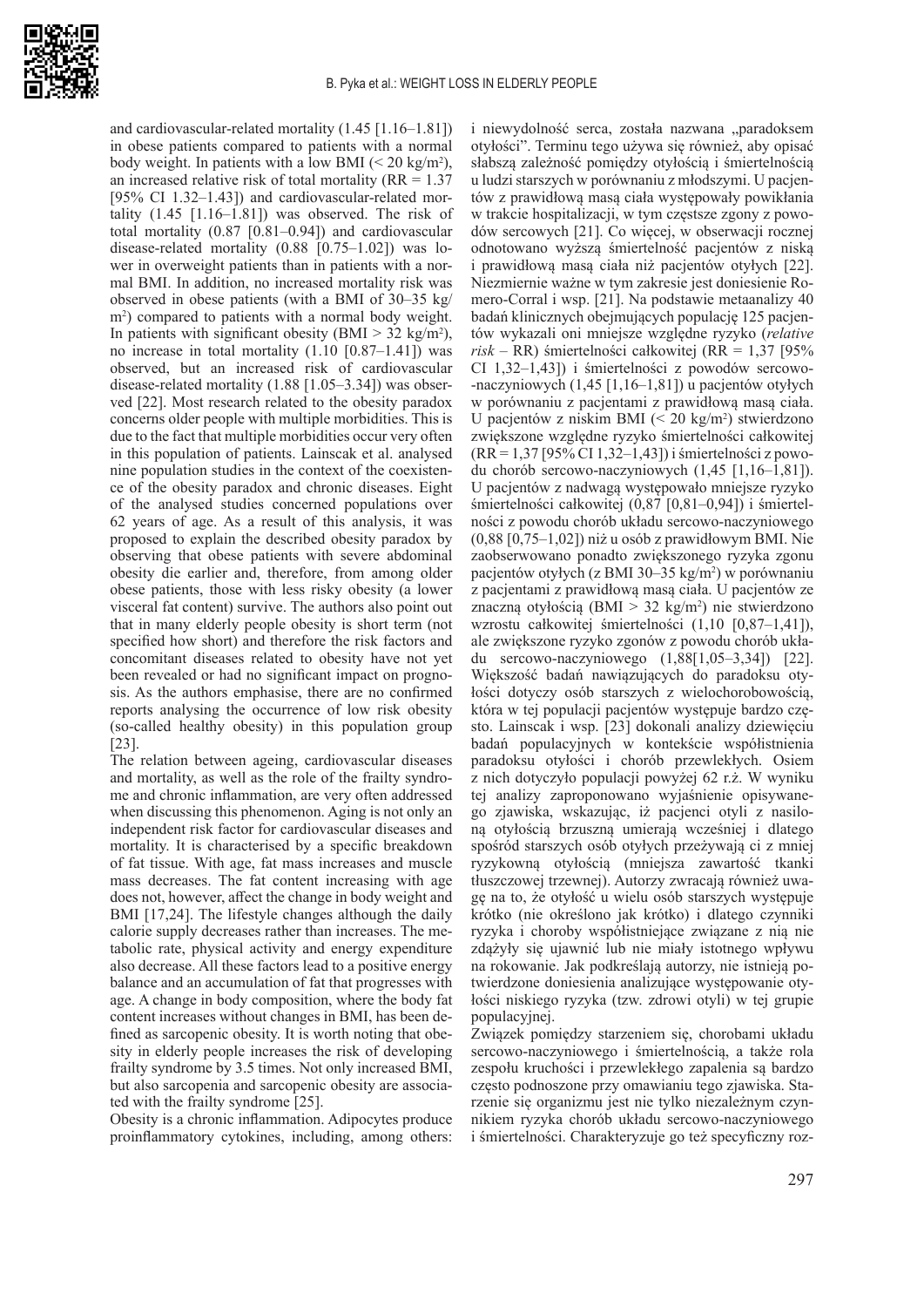and cardiovascular-related mortality (1.45 [1.16–1.81]) in obese patients compared to patients with a normal body weight. In patients with a low BMI (< 20 kg/m$^2$), an increased relative risk of total mortality (RR = 1.37 [95% CI 1.32–1.43]) and cardiovascular-related mortality (1.45 [1.16–1.81]) was observed. The risk of total mortality (0.87 [0.81–0.94]) and cardiovascular disease-related mortality (0.88 [0.75–1.02]) was lower in overweight patients than in patients with a normal BMI. In addition, no increased mortality risk was observed in obese patients (with a BMI of 30–35 kg/m$^2$) compared to patients with a normal body weight. In patients with significant obesity (BMI > 32 kg/m$^2$), no increase in total mortality (1.10 [0.87–1.41]) was observed, but an increased risk of cardiovascular disease-related mortality (1.88 [1.05–3.34]) was observed [22]. Most research related to the obesity paradox concerns older people with multiple morbidities. This is due to the fact that multiple morbidities occur very often in this population of patients. Lainscak et al. analysed nine population studies in the context of the coexistence of the obesity paradox and chronic diseases. Eight of the analysed studies concerned populations over 62 years of age. As a result of this analysis, it was proposed to explain the described obesity paradox by observing that obese patients with severe abdominal obesity die earlier and, therefore, from among older obese patients, those with less risky obesity (a lower visceral fat content) survive. The authors also point out that in many elderly people obesity is short term (not specified how short) and therefore the risk factors and concomitant diseases related to obesity have not yet been revealed or had no significant impact on prognosis. As the authors emphasise, there are no confirmed reports analysing the occurrence of low risk obesity (so-called healthy obesity) in this population group [23].

The relation between ageing, cardiovascular diseases and mortality, as well as the role of the frailty syndrome and chronic inflammation, are very often addressed when discussing this phenomenon. Aging is not only an independent risk factor for cardiovascular diseases and mortality. It is characterised by a specific breakdown of fat tissue. With age, fat mass increases and muscle mass decreases. The fat content increasing with age does not, however, affect the change in body weight and BMI [17,24]. The lifestyle changes although the daily calorie supply decreases rather than increases. The metabolic rate, physical activity and energy expenditure also decrease. All these factors lead to a positive energy balance and an accumulation of fat that progresses with age. A change in body composition, where the body fat content increases without changes in BMI, has been defined as sarcopenic obesity. It is worth noting that obesity in elderly people increases the risk of developing frailty syndrome by 3.5 times. Not only increased BMI, but also sarcopenia and sarcopenic obesity are associated with the frailty syndrome [25].

Obesity is a chronic inflammation. Adipocytes produce proinflammatory cytokines, including, among others:

i niewydolność serca, została nazwana „paradoksem otyłości". Terminu tego używa się również, aby opisać słabszą zależność pomiędzy otyłością i śmiertelnością u ludzi starszych w porównaniu z młodszymi. U pacjentów z prawidłową masą ciała występowały powikłania w trakcie hospitalizacji, w tym częstsze zgony z powodów sercowych [21]. Co więcej, w obserwacji rocznej odnotowano wyższą śmiertelność pacjentów z niską i prawidłową masą ciała niż pacjentów otyłych [22]. Niezmiernie ważne w tym zakresie jest doniesienie Romero-Corral i wsp. [21]. Na podstawie metaanalizy 40 badań klinicznych obejmujących populację 125 pacjentów wykazali oni mniejsze względne ryzyko (*relative risk* – RR) śmiertelności całkowitej (RR = 1,37 [95% CI 1,32–1,43]) i śmiertelności z powodów sercowo-naczyniowych (1,45 [1,16–1,81]) u pacjentów otyłych w porównaniu z pacjentami z prawidłową masą ciała. U pacjentów z niskim BMI (< 20 kg/m$^2$) stwierdzono zwiększone względne ryzyko śmiertelności całkowitej (RR = 1,37 [95% CI 1,32–1,43]) i śmiertelności z powodu chorób sercowo-naczyniowych (1,45 [1,16–1,81]). U pacjentów z nadwagą występowało mniejsze ryzyko śmiertelności całkowitej (0,87 [0,81–0,94]) i śmiertelności z powodu chorób układu sercowo-naczyniowego (0,88 [0,75–1,02]) niż u osób z prawidłowym BMI. Nie zaobserwowano ponadto zwiększonego ryzyka zgonu pacjentów otyłych (z BMI 30–35 kg/m$^2$) w porównaniu z pacjentami z prawidłową masą ciała. U pacjentów ze znaczną otyłością (BMI > 32 kg/m$^2$) nie stwierdzono wzrostu całkowitej śmiertelności (1,10 [0,87–1,41]), ale zwiększone ryzyko zgonów z powodu chorób układu sercowo-naczyniowego (1,88[1,05–3,34]) [22]. Większość badań nawiązujących do paradoksu otyłości dotyczy osób starszych z wielochorobowością, która w tej populacji pacjentów występuje bardzo często. Lainscak i wsp. [23] dokonali analizy dziewięciu badań populacyjnych w kontekście współistnienia paradoksu otyłości i chorób przewlekłych. Osiem z nich dotyczyło populacji powyżej 62 r.ż. W wyniku tej analizy zaproponowano wyjaśnienie opisywanego zjawiska, wskazując, iż pacjenci otyli z nasiloną otyłością brzuszną umierają wcześniej i dlatego spośród starszych osób otyłych przeżywają ci z mniej ryzykowną otyłością (mniejsza zawartość tkanki tłuszczowej trzewnej). Autorzy zwracają również uwagę na to, że otyłość u wielu osób starszych występuje krótko (nie określono jak krótko) i dlatego czynniki ryzyka i choroby współistniejące związane z nią nie zdążyły się ujawnić lub nie miały istotnego wpływu na rokowanie. Jak podkreślają autorzy, nie istnieją potwierdzone doniesienia analizujące występowanie otyłości niskiego ryzyka (tzw. zdrowi otyli) w tej grupie populacyjnej.

Związek pomiędzy starzeniem się, chorobami układu sercowo-naczyniowego i śmiertelnością, a także rola zespołu kruchości i przewlekłego zapalenia są bardzo często podnoszone przy omawianiu tego zjawiska. Starzenie się organizmu jest nie tylko niezależnym czynnikiem ryzyka chorób układu sercowo-naczyniowego i śmiertelności. Charakteryzuje go też specyficzny roz-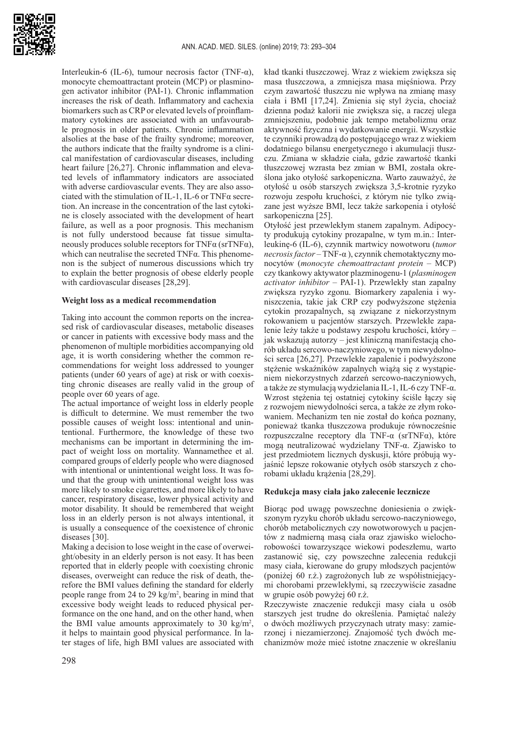Interleukin-6 (IL-6), tumour necrosis factor (TNF-α), monocyte chemoattractant protein (MCP) or plasminogen activator inhibitor (PAI-1). Chronic inflammation increases the risk of death. Inflammatory and cachexia biomarkers such as CRP or elevated levels of proinflammatory cytokines are associated with an unfavourable prognosis in older patients. Chronic inflammation alsolies at the base of the frailty syndrome; moreover, the authors indicate that the frailty syndrome is a clinical manifestation of cardiovascular diseases, including heart failure [26,27]. Chronic inflammation and elevated levels of inflammatory indicators are associated with adverse cardiovascular events. They are also associated with the stimulation of IL-1, IL-6 or TNFα secretion. An increase in the concentration of the last cytokine is closely associated with the development of heart failure, as well as a poor prognosis. This mechanism is not fully understood because fat tissue simultaneously produces soluble receptors for TNFα (srTNFα), which can neutralise the secreted TNFα. This phenomenon is the subject of numerous discussions which try to explain the better prognosis of obese elderly people with cardiovascular diseases [28,29].

**Weight loss as a medical recommendation**

Taking into account the common reports on the increased risk of cardiovascular diseases, metabolic diseases or cancer in patients with excessive body mass and the phenomenon of multiple morbidities accompanying old age, it is worth considering whether the common recommendations for weight loss addressed to younger patients (under 60 years of age) at risk or with coexisting chronic diseases are really valid in the group of people over 60 years of age.

The actual importance of weight loss in elderly people is difficult to determine. We must remember the two possible causes of weight loss: intentional and unintentional. Furthermore, the knowledge of these two mechanisms can be important in determining the impact of weight loss on mortality. Wannamethee et al. compared groups of elderly people who were diagnosed with intentional or unintentional weight loss. It was found that the group with unintentional weight loss was more likely to smoke cigarettes, and more likely to have cancer, respiratory disease, lower physical activity and motor disability. It should be remembered that weight loss in an elderly person is not always intentional, it is usually a consequence of the coexistence of chronic diseases [30].

Making a decision to lose weight in the case of overweight/obesity in an elderly person is not easy. It has been reported that in elderly people with coexisting chronic diseases, overweight can reduce the risk of death, therefore the BMI values defining the standard for elderly people range from 24 to 29 kg/m$^2$, bearing in mind that excessive body weight leads to reduced physical performance on the one hand, and on the other hand, when the BMI value amounts approximately to 30 kg/m$^2$, it helps to maintain good physical performance. In later stages of life, high BMI values are associated with

kład tkanki tłuszczowej. Wraz z wiekiem zwiększa się masa tłuszczowa, a zmniejsza masa mięśniowa. Przy czym zawartość tłuszczu nie wpływa na zmianę masy ciała i BMI [17,24]. Zmienia się styl życia, chociaż dzienna podaż kalorii nie zwiększa się, a raczej ulega zmniejszeniu, podobnie jak tempo metabolizmu oraz aktywność fizyczna i wydatkowanie energii. Wszystkie te czynniki prowadzą do postępującego wraz z wiekiem dodatniego bilansu energetycznego i akumulacji tłuszczu. Zmiana w składzie ciała, gdzie zawartość tkanki tłuszczowej wzrasta bez zmian w BMI, została określona jako otyłość sarkopeniczna. Warto zauważyć, że otyłość u osób starszych zwiększa 3,5-krotnie ryzyko rozwoju zespołu kruchości, z którym nie tylko związane jest wyższe BMI, lecz także sarkopenia i otyłość sarkopeniczna [25].

Otyłość jest przewlekłym stanem zapalnym. Adipocyty produkują cytokiny prozapalne, w tym m.in.: Interleukinę-6 (IL-6), czynnik martwicy nowotworu (*tumor necrosis factor* – TNF-α ), czynnik chemotaktyczny monocytów (*monocyte chemoattractant protein* – MCP) czy tkankowy aktywator plazminogenu-1 (*plasminogen activator inhibitor* – PAI-1). Przewlekły stan zapalny zwiększa ryzyko zgonu. Biomarkery zapalenia i wyniszczenia, takie jak CRP czy podwyższone stężenia cytokin prozapalnych, są związane z niekorzystnym rokowaniem u pacjentów starszych. Przewlekłe zapalenie leży także u podstawy zespołu kruchości, który – jak wskazują autorzy – jest kliniczną manifestacją chorób układu sercowo-naczyniowego, w tym niewydolności serca [26,27]. Przewlekłe zapalenie i podwyższone stężenie wskaźników zapalnych wiążą się z wystąpieniem niekorzystnych zdarzeń sercowo-naczyniowych, a także ze stymulacją wydzielania IL-1, IL-6 czy TNF-α. Wzrost stężenia tej ostatniej cytokiny ściśle łączy się z rozwojem niewydolności serca, a także ze złym rokowaniem. Mechanizm ten nie został do końca poznany, ponieważ tkanka tłuszczowa produkuje równocześnie rozpuszczalne receptory dla TNF-α (srTNFα), które mogą neutralizować wydzielany TNF-α. Zjawisko to jest przedmiotem licznych dyskusji, które próbują wyjaśnić lepsze rokowanie otyłych osób starszych z chorobami układu krążenia [28,29].

**Redukcja masy ciała jako zalecenie lecznicze**

Biorąc pod uwagę powszechne doniesienia o zwiększonym ryzyku chorób układu sercowo-naczyniowego, chorób metabolicznych czy nowotworowych u pacjentów z nadmierną masą ciała oraz zjawisko wielochorobowości towarzyszące wiekowi podeszłemu, warto zastanowić się, czy powszechne zalecenia redukcji masy ciała, kierowane do grupy młodszych pacjentów (poniżej 60 r.ż.) zagrożonych lub ze współistniejącymi chorobami przewlekłymi, są rzeczywiście zasadne w grupie osób powyżej 60 r.ż.

Rzeczywiste znaczenie redukcji masy ciała u osób starszych jest trudne do określenia. Pamiętać należy o dwóch możliwych przyczynach utraty masy: zamierzonej i niezamierzonej. Znajomość tych dwóch mechanizmów może mieć istotne znaczenie w określaniu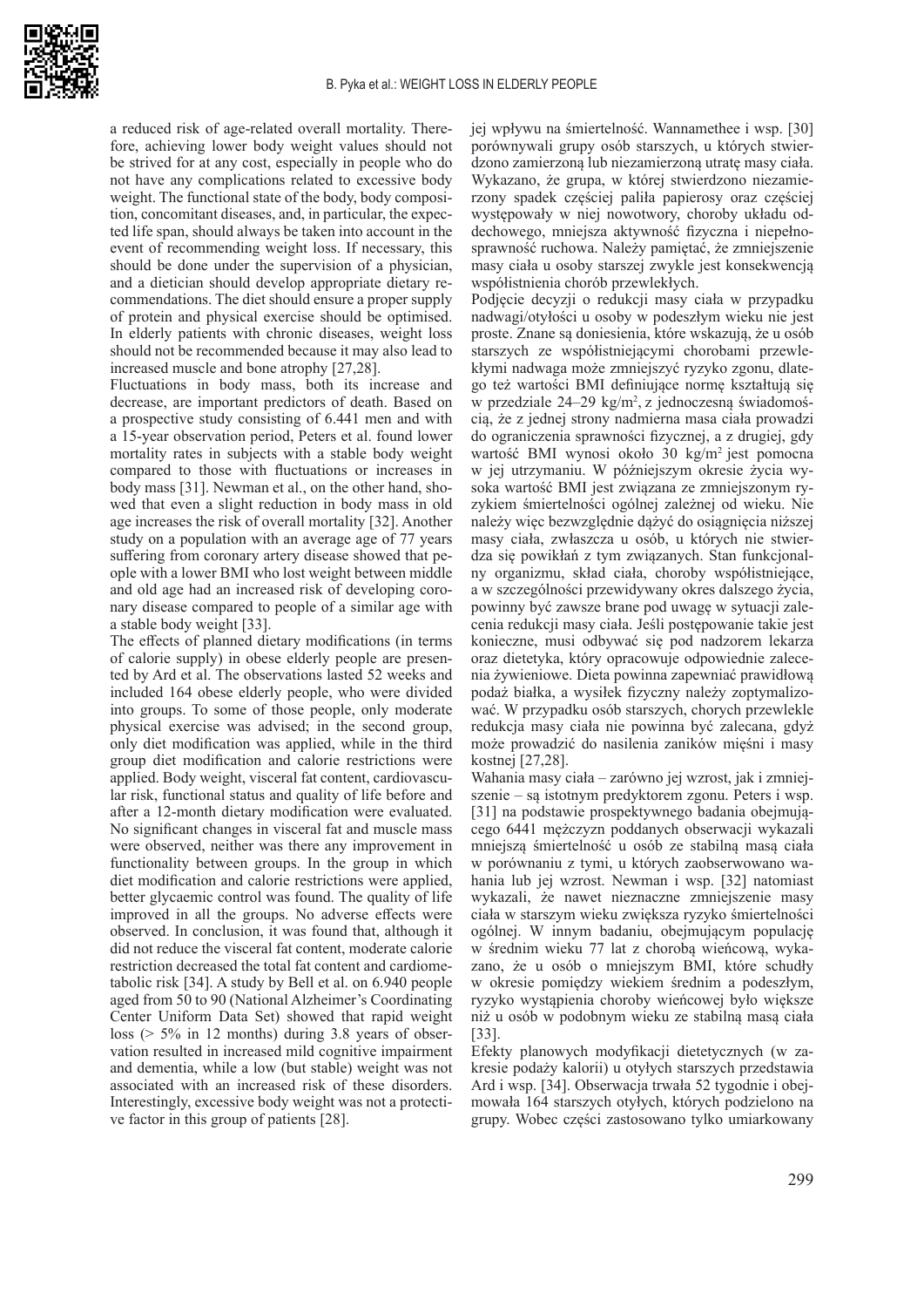a reduced risk of age-related overall mortality. Therefore, achieving lower body weight values should not be strived for at any cost, especially in people who do not have any complications related to excessive body weight. The functional state of the body, body composition, concomitant diseases, and, in particular, the expected life span, should always be taken into account in the event of recommending weight loss. If necessary, this should be done under the supervision of a physician, and a dietician should develop appropriate dietary recommendations. The diet should ensure a proper supply of protein and physical exercise should be optimised. In elderly patients with chronic diseases, weight loss should not be recommended because it may also lead to increased muscle and bone atrophy [27,28].

Fluctuations in body mass, both its increase and decrease, are important predictors of death. Based on a prospective study consisting of 6.441 men and with a 15-year observation period, Peters et al. found lower mortality rates in subjects with a stable body weight compared to those with fluctuations or increases in body mass [31]. Newman et al., on the other hand, showed that even a slight reduction in body mass in old age increases the risk of overall mortality [32]. Another study on a population with an average age of 77 years suffering from coronary artery disease showed that people with a lower BMI who lost weight between middle and old age had an increased risk of developing coronary disease compared to people of a similar age with a stable body weight [33].

The effects of planned dietary modifications (in terms of calorie supply) in obese elderly people are presented by Ard et al. The observations lasted 52 weeks and included 164 obese elderly people, who were divided into groups. To some of those people, only moderate physical exercise was advised; in the second group, only diet modification was applied, while in the third group diet modification and calorie restrictions were applied. Body weight, visceral fat content, cardiovascular risk, functional status and quality of life before and after a 12-month dietary modification were evaluated. No significant changes in visceral fat and muscle mass were observed, neither was there any improvement in functionality between groups. In the group in which diet modification and calorie restrictions were applied, better glycaemic control was found. The quality of life improved in all the groups. No adverse effects were observed. In conclusion, it was found that, although it did not reduce the visceral fat content, moderate calorie restriction decreased the total fat content and cardiometabolic risk [34]. A study by Bell et al. on 6.940 people aged from 50 to 90 (National Alzheimer's Coordinating Center Uniform Data Set) showed that rapid weight loss (> 5% in 12 months) during 3.8 years of observation resulted in increased mild cognitive impairment and dementia, while a low (but stable) weight was not associated with an increased risk of these disorders. Interestingly, excessive body weight was not a protective factor in this group of patients [28].

jej wpływu na śmiertelność. Wannamethee i wsp. [30] porównywali grupy osób starszych, u których stwierdzono zamierzoną lub niezamierzoną utratę masy ciała. Wykazano, że grupa, w której stwierdzono niezamierzony spadek częściej paliła papierosy oraz częściej występowały w niej nowotwory, choroby układu oddechowego, mniejsza aktywność fizyczna i niepełnosprawność ruchowa. Należy pamiętać, że zmniejszenie masy ciała u osoby starszej zwykle jest konsekwencją współistnienia chorób przewlekłych.

Podjęcie decyzji o redukcji masy ciała w przypadku nadwagi/otyłości u osoby w podeszłym wieku nie jest proste. Znane są doniesienia, które wskazują, że u osób starszych ze współistniejącymi chorobami przewlekłymi nadwaga może zmniejszyć ryzyko zgonu, dlatego też wartości BMI definiujące normę kształtują się w przedziale 24–29 kg/m$^2$, z jednoczesną świadomością, że z jednej strony nadmierna masa ciała prowadzi do ograniczenia sprawności fizycznej, a z drugiej, gdy wartość BMI wynosi około 30 kg/m$^2$ jest pomocna w jej utrzymaniu. W późniejszym okresie życia wysoka wartość BMI jest związana ze zmniejszonym ryzykiem śmiertelności ogólnej zależnej od wieku. Nie należy więc bezwzględnie dążyć do osiągnięcia niższej masy ciała, zwłaszcza u osób, u których nie stwierdza się powikłań z tym związanych. Stan funkcjonalny organizmu, skład ciała, choroby współistniejące, a w szczególności przewidywany okres dalszego życia, powinny być zawsze brane pod uwagę w sytuacji zalecenia redukcji masy ciała. Jeśli postępowanie takie jest konieczne, musi odbywać się pod nadzorem lekarza oraz dietetyka, który opracowuje odpowiednie zalecenia żywieniowe. Dieta powinna zapewniać prawidłową podaż białka, a wysiłek fizyczny należy zoptymalizować. W przypadku osób starszych, chorych przewlekle redukcja masy ciała nie powinna być zalecana, gdyż może prowadzić do nasilenia zaników mięśni i masy kostnej [27,28].

Wahania masy ciała – zarówno jej wzrost, jak i zmniejszenie – są istotnym predyktorem zgonu. Peters i wsp. [31] na podstawie prospektywnego badania obejmującego 6441 mężczyzn poddanych obserwacji wykazali mniejszą śmiertelność u osób ze stabilną masą ciała w porównaniu z tymi, u których zaobserwowano wahania lub jej wzrost. Newman i wsp. [32] natomiast wykazali, że nawet nieznaczne zmniejszenie masy ciała w starszym wieku zwiększa ryzyko śmiertelności ogólnej. W innym badaniu, obejmującym populację w średnim wieku 77 lat z chorobą wieńcową, wykazano, że u osób o mniejszym BMI, które schudły w okresie pomiędzy wiekiem średnim a podeszłym, ryzyko wystąpienia choroby wieńcowej było większe niż u osób w podobnym wieku ze stabilną masą ciała [33].

Efekty planowych modyfikacji dietetycznych (w zakresie podaży kalorii) u otyłych starszych przedstawia Ard i wsp. [34]. Obserwacja trwała 52 tygodnie i obejmowała 164 starszych otyłych, których podzielono na grupy. Wobec części zastosowano tylko umiarkowany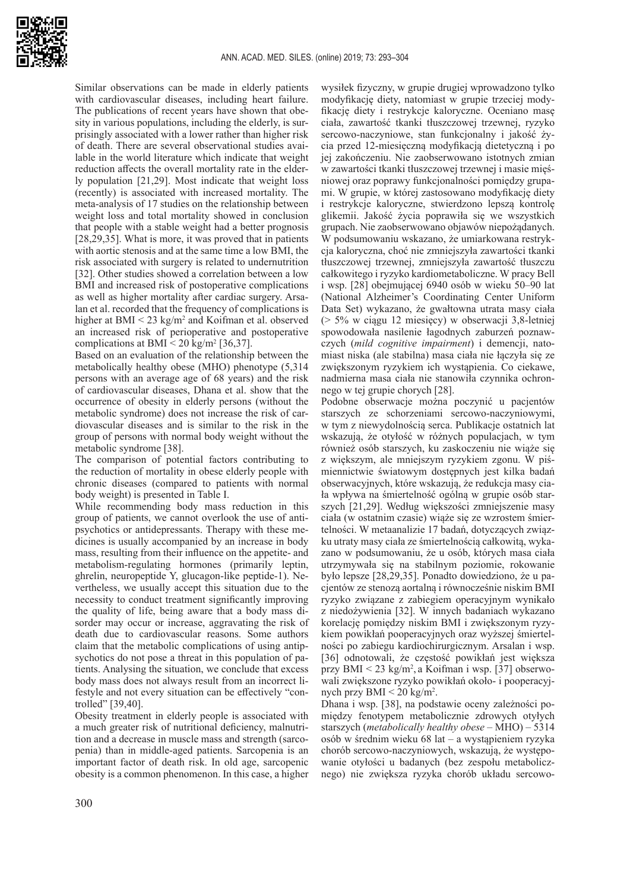Similar observations can be made in elderly patients with cardiovascular diseases, including heart failure. The publications of recent years have shown that obesity in various populations, including the elderly, is surprisingly associated with a lower rather than higher risk of death. There are several observational studies available in the world literature which indicate that weight reduction affects the overall mortality rate in the elderly population [21,29]. Most indicate that weight loss (recently) is associated with increased mortality. The meta-analysis of 17 studies on the relationship between weight loss and total mortality showed in conclusion that people with a stable weight had a better prognosis [28,29,35]. What is more, it was proved that in patients with aortic stenosis and at the same time a low BMI, the risk associated with surgery is related to undernutrition [32]. Other studies showed a correlation between a low BMI and increased risk of postoperative complications as well as higher mortality after cardiac surgery. Arsalan et al. recorded that the frequency of complications is higher at BMI < 23 kg/m$^2$ and Koifman et al. observed an increased risk of perioperative and postoperative complications at BMI < 20 kg/m$^2$ [36,37].

Based on an evaluation of the relationship between the metabolically healthy obese (MHO) phenotype (5,314 persons with an average age of 68 years) and the risk of cardiovascular diseases, Dhana et al. show that the occurrence of obesity in elderly persons (without the metabolic syndrome) does not increase the risk of cardiovascular diseases and is similar to the risk in the group of persons with normal body weight without the metabolic syndrome [38].

The comparison of potential factors contributing to the reduction of mortality in obese elderly people with chronic diseases (compared to patients with normal body weight) is presented in Table I.

While recommending body mass reduction in this group of patients, we cannot overlook the use of antipsychotics or antidepressants. Therapy with these medicines is usually accompanied by an increase in body mass, resulting from their influence on the appetite- and metabolism-regulating hormones (primarily leptin, ghrelin, neuropeptide Y, glucagon-like peptide-1). Nevertheless, we usually accept this situation due to the necessity to conduct treatment significantly improving the quality of life, being aware that a body mass disorder may occur or increase, aggravating the risk of death due to cardiovascular reasons. Some authors claim that the metabolic complications of using antipsychotics do not pose a threat in this population of patients. Analysing the situation, we conclude that excess body mass does not always result from an incorrect lifestyle and not every situation can be effectively "controlled" [39,40].

Obesity treatment in elderly people is associated with a much greater risk of nutritional deficiency, malnutrition and a decrease in muscle mass and strength (sarcopenia) than in middle-aged patients. Sarcopenia is an important factor of death risk. In old age, sarcopenic obesity is a common phenomenon. In this case, a higher

wysiłek fizyczny, w grupie drugiej wprowadzono tylko modyfikację diety, natomiast w grupie trzeciej modyfikację diety i restrykcje kaloryczne. Oceniano masę ciała, zawartość tkanki tłuszczowej trzewnej, ryzyko sercowo-naczyniowe, stan funkcjonalny i jakość życia przed 12-miesięczną modyfikacją dietetyczną i po jej zakończeniu. Nie zaobserwowano istotnych zmian w zawartości tkanki tłuszczowej trzewnej i masie mięśniowej oraz poprawy funkcjonalności pomiędzy grupami. W grupie, w której zastosowano modyfikację diety i restrykcje kaloryczne, stwierdzono lepszą kontrolę glikemii. Jakość życia poprawiła się we wszystkich grupach. Nie zaobserwowano objawów niepożądanych. W podsumowaniu wskazano, że umiarkowana restrykcja kaloryczna, choć nie zmniejszyła zawartości tkanki tłuszczowej trzewnej, zmniejszyła zawartość tłuszczu całkowitego i ryzyko kardiometaboliczne. W pracy Bell i wsp. [28] obejmującej 6940 osób w wieku 50–90 lat (National Alzheimer's Coordinating Center Uniform Data Set) wykazano, że gwałtowna utrata masy ciała (> 5% w ciągu 12 miesięcy) w obserwacji 3,8-letniej spowodowała nasilenie łagodnych zaburzeń poznawczych (*mild cognitive impairment*) i demencji, natomiast niska (ale stabilna) masa ciała nie łączyła się ze zwiększonym ryzykiem ich wystąpienia. Co ciekawe, nadmierna masa ciała nie stanowiła czynnika ochronnego w tej grupie chorych [28].

Podobne obserwacje można poczynić u pacjentów starszych ze schorzeniami sercowo-naczyniowymi, w tym z niewydolnością serca. Publikacje ostatnich lat wskazują, że otyłość w różnych populacjach, w tym również osób starszych, ku zaskoczeniu nie wiąże się z większym, ale mniejszym ryzykiem zgonu. W piśmiennictwie światowym dostępnych jest kilka badań obserwacyjnych, które wskazują, że redukcja masy ciała wpływa na śmiertelność ogólną w grupie osób starszych [21,29]. Według większości zmniejszenie masy ciała (w ostatnim czasie) wiąże się ze wzrostem śmiertelności. W metaanalizie 17 badań, dotyczących związku utraty masy ciała ze śmiertelnością całkowitą, wykazano w podsumowaniu, że u osób, których masa ciała utrzymywała się na stabilnym poziomie, rokowanie było lepsze [28,29,35]. Ponadto dowiedziono, że u pacjentów ze stenozą aortalną i równocześnie niskim BMI ryzyko związane z zabiegiem operacyjnym wynikało z niedożywienia [32]. W innych badaniach wykazano korelację pomiędzy niskim BMI i zwiększonym ryzykiem powikłań pooperacyjnych oraz wyższej śmiertelności po zabiegu kardiochirurgicznym. Arsalan i wsp. [36] odnotowali, że częstość powikłań jest większa przy BMI < 23 kg/m$^2$, a Koifman i wsp. [37] obserwowali zwiększone ryzyko powikłań około- i pooperacyjnych przy BMI < 20 kg/m$^2$.

Dhana i wsp. [38], na podstawie oceny zależności pomiędzy fenotypem metabolicznie zdrowych otyłych starszych (*metabolically healthy obese* – MHO) – 5314 osób w średnim wieku 68 lat – a wystąpieniem ryzyka chorób sercowo-naczyniowych, wskazują, że występowanie otyłości u badanych (bez zespołu metabolicznego) nie zwiększa ryzyka chorób układu sercowo-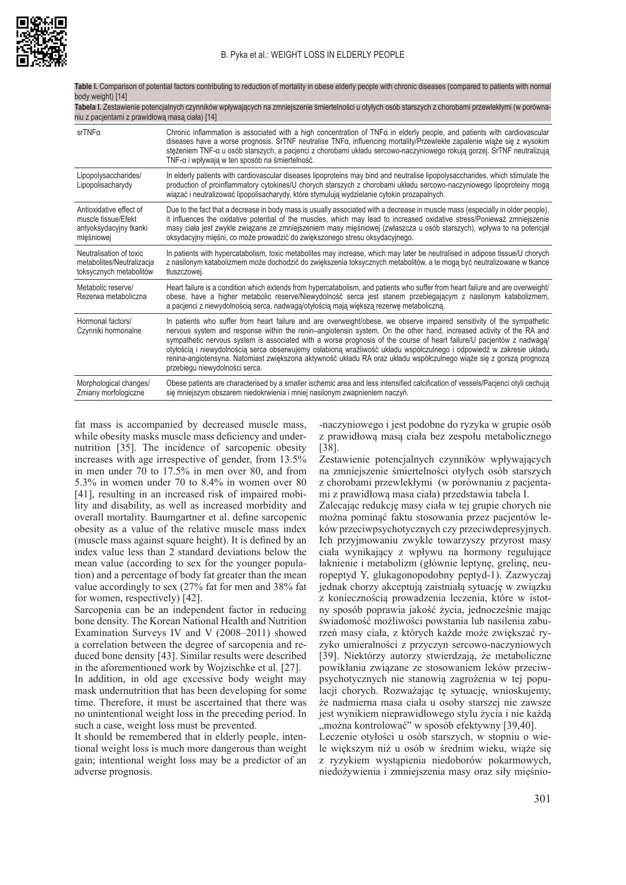**Table I.** Comparison of potential factors contributing to reduction of mortality in obese elderly people with chronic diseases (compared to patients with normal body weight) [14]

**Tabela I.** Zestawienie potencjalnych czynników wpływających na zmniejszenie śmiertelności u otyłych osób starszych z chorobami przewlekłymi (w porównaniu z pacjentami z prawidłową masą ciała) [14]

| | |
|---|---|
| srTNFα | Chronic inflammation is associated with a high concentration of TNFα in elderly people, and patients with cardiovascular diseases have a worse prognosis. SrTNF neutralise TNFα, influencing mortality/Przewlekłe zapalenie wiąże się z wysokim stężeniem TNF-α u osób starszych, a pacjenci z chorobami układu sercowo-naczyniowego rokują gorzej. SrTNF neutralizują TNF-α i wpływają w ten sposób na śmiertelność. |
| Lipopolysaccharides/ Lipopolisacharydy | In elderly patients with cardiovascular diseases lipoproteins may bind and neutralise lipopolysaccharides, which stimulate the production of proinflammatory cytokines/U chorych starszych z chorobami układu sercowo-naczyniowego lipoproteiny mogą wiązać i neutralizować lipopolisacharydy, które stymulują wydzielanie cytokin prozapalnych. |
| Antioxidative effect of muscle tissue/Efekt antyoksydacyjny tkanki mięśniowej | Due to the fact that a decrease in body mass is usually associated with a decrease in muscle mass (especially in older people), it influences the oxidative potential of the muscles, which may lead to increased oxidative stress/Ponieważ zmniejszenie masy ciała jest zwykle związane ze zmniejszeniem masy mięśniowej (zwłaszcza u osób starszych), wpływa to na potencjał oksydacyjny mięśni, co może prowadzić do zwiększonego stresu oksydacyjnego. |
| Neutralisation of toxic metabolites/Neutralizacja toksycznych metabolitów | In patients with hypercatabolism, toxic metabolites may increase, which may later be neutralised in adipose tissue/U chorych z nasilonym katabolizmem może dochodzić do zwiększenia toksycznych metabolitów, a te mogą być neutralizowane w tkance tłuszczowej. |
| Metabolic reserve/ Rezerwa metaboliczna | Heart failure is a condition which extends from hypercatabolism, and patients who suffer from heart failure and are overweight/obese, have a higher metabolic reserve/Niewydolność serca jest stanem przebiegającym z nasilonym katabolizmem, a pacjenci z niewydolnością serca, nadwagą/otyłością mają większą rezerwę metaboliczną. |
| Hormonal factors/ Czynniki hormonalne | In patients who suffer from heart failure and are overweight/obese, we observe impaired sensitivity of the sympathetic nervous system and response within the renin–angiotensin system. On the other hand, increased activity of the RA and sympathetic nervous system is associated with a worse prognosis of the course of heart failure/U pacjentów z nadwagą/otyłością i niewydolnością serca obserwujemy osłabioną wrażliwość układu współczulnego i odpowiedź w zakresie układu renina-angiotensyna. Natomiast zwiększona aktywność układu RA oraz układu współczulnego wiąże się z gorszą prognozą przebiegu niewydolności serca. |
| Morphological changes/ Zmiany morfologiczne | Obese patients are characterised by a smaller ischemic area and less intensified calcification of vessels/Pacjenci otyli cechują się mniejszym obszarem niedokrwienia i mniej nasilonym zwapnieniem naczyń. |

fat mass is accompanied by decreased muscle mass, while obesity masks muscle mass deficiency and undernutrition [35]. The incidence of sarcopenic obesity increases with age irrespective of gender, from 13.5% in men under 70 to 17.5% in men over 80, and from 5.3% in women under 70 to 8.4% in women over 80 [41], resulting in an increased risk of impaired mobility and disability, as well as increased morbidity and overall mortality. Baumgartner et al. define sarcopenic obesity as a value of the relative muscle mass index (muscle mass against square height). It is defined by an index value less than 2 standard deviations below the mean value (according to sex for the younger population) and a percentage of body fat greater than the mean value accordingly to sex (27% fat for men and 38% fat for women, respectively) [42].

Sarcopenia can be an independent factor in reducing bone density. The Korean National Health and Nutrition Examination Surveys IV and V (2008–2011) showed a correlation between the degree of sarcopenia and reduced bone density [43]. Similar results were described in the aforementioned work by Wojzischke et al. [27].

In addition, in old age excessive body weight may mask undernutrition that has been developing for some time. Therefore, it must be ascertained that there was no unintentional weight loss in the preceding period. In such a case, weight loss must be prevented.

It should be remembered that in elderly people, intentional weight loss is much more dangerous than weight gain; intentional weight loss may be a predictor of an adverse prognosis.

-naczyniowego i jest podobne do ryzyka w grupie osób z prawidłową masą ciała bez zespołu metabolicznego [38].

Zestawienie potencjalnych czynników wpływających na zmniejszenie śmiertelności otyłych osób starszych z chorobami przewlekłymi (w porównaniu z pacjentami z prawidłową masa ciała) przedstawia tabela I.

Zalecając redukcję masy ciała w tej grupie chorych nie można pominąć faktu stosowania przez pacjentów leków przeciwpsychotycznych czy przeciwdepresyjnych. Ich przyjmowaniu zwykle towarzyszy przyrost masy ciała wynikający z wpływu na hormony regulujące łaknienie i metabolizm (głównie leptynę, grelinę, neuropeptyd Y, glukagonopodobny peptyd-1). Zazwyczaj jednak chorzy akceptują zaistniałą sytuację w związku z koniecznością prowadzenia leczenia, które w istotny sposób poprawia jakość życia, jednocześnie mając świadomość możliwości powstania lub nasilenia zaburzeń masy ciała, z których każde może zwiększać ryzyko umieralności z przyczyn sercowo-naczyniowych [39]. Niektórzy autorzy stwierdzają, że metaboliczne powikłania związane ze stosowaniem leków przeciwpsychotycznych nie stanowią zagrożenia w tej populacji chorych. Rozważając tę sytuację, wnioskujemy, że nadmierna masa ciała u osoby starszej nie zawsze jest wynikiem nieprawidłowego stylu życia i nie każdą „można kontrolować" w sposób efektywny [39,40].

Leczenie otyłości u osób starszych, w stopniu o wiele większym niż u osób w średnim wieku, wiąże się z ryzykiem wystąpienia niedoborów pokarmowych, niedożywienia i zmniejszenia masy oraz siły mięśnio-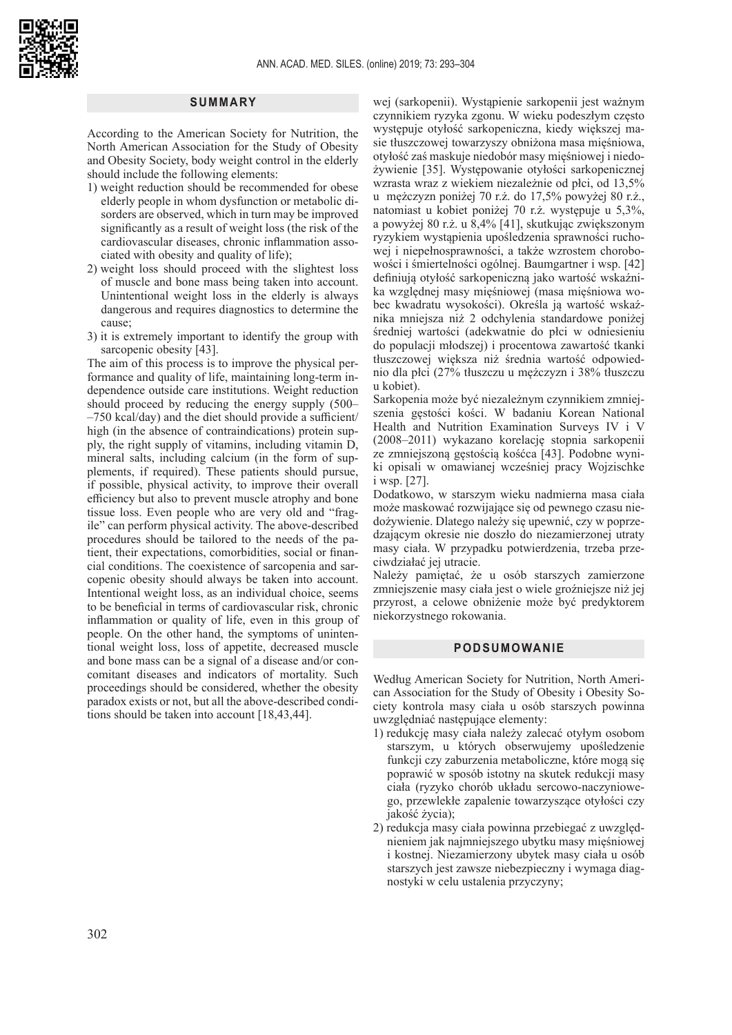## SUMMARY

According to the American Society for Nutrition, the North American Association for the Study of Obesity and Obesity Society, body weight control in the elderly should include the following elements:

1) weight reduction should be recommended for obese elderly people in whom dysfunction or metabolic disorders are observed, which in turn may be improved significantly as a result of weight loss (the risk of the cardiovascular diseases, chronic inflammation associated with obesity and quality of life);
2) weight loss should proceed with the slightest loss of muscle and bone mass being taken into account. Unintentional weight loss in the elderly is always dangerous and requires diagnostics to determine the cause;
3) it is extremely important to identify the group with sarcopenic obesity [43].

The aim of this process is to improve the physical performance and quality of life, maintaining long-term independence outside care institutions. Weight reduction should proceed by reducing the energy supply (500–750 kcal/day) and the diet should provide a sufficient/high (in the absence of contraindications) protein supply, the right supply of vitamins, including vitamin D, mineral salts, including calcium (in the form of supplements, if required). These patients should pursue, if possible, physical activity, to improve their overall efficiency but also to prevent muscle atrophy and bone tissue loss. Even people who are very old and "fragile" can perform physical activity. The above-described procedures should be tailored to the needs of the patient, their expectations, comorbidities, social or financial conditions. The coexistence of sarcopenia and sarcopenic obesity should always be taken into account. Intentional weight loss, as an individual choice, seems to be beneficial in terms of cardiovascular risk, chronic inflammation or quality of life, even in this group of people. On the other hand, the symptoms of unintentional weight loss, loss of appetite, decreased muscle and bone mass can be a signal of a disease and/or concomitant diseases and indicators of mortality. Such proceedings should be considered, whether the obesity paradox exists or not, but all the above-described conditions should be taken into account [18,43,44].

wej (sarkopenii). Wystąpienie sarkopenii jest ważnym czynnikiem ryzyka zgonu. W wieku podeszłym często występuje otyłość sarkopeniczna, kiedy większej masie tłuszczowej towarzyszy obniżona masa mięśniowa, otyłość zaś maskuje niedobór masy mięśniowej i niedożywienie [35]. Występowanie otyłości sarkopenicznej wzrasta wraz z wiekiem niezależnie od płci, od 13,5% u mężczyzn poniżej 70 r.ż. do 17,5% powyżej 80 r.ż., natomiast u kobiet poniżej 70 r.ż. występuje u 5,3%, a powyżej 80 r.ż. u 8,4% [41], skutkując zwiększonym ryzykiem wystąpienia upośledzenia sprawności ruchowej i niepełnosprawności, a także wzrostem chorobowości i śmiertelności ogólnej. Baumgartner i wsp. [42] definiują otyłość sarkopeniczną jako wartość wskaźnika względnej masy mięśniowej (masa mięśniowa wobec kwadratu wysokości). Określa ją wartość wskaźnika mniejsza niż 2 odchylenia standardowe poniżej średniej wartości (adekwatnie do płci w odniesieniu do populacji młodszej) i procentowa zawartość tkanki tłuszczowej większa niż średnia wartość odpowiednio dla płci (27% tłuszczu u mężczyzn i 38% tłuszczu u kobiet).

Sarkopenia może być niezależnym czynnikiem zmniejszenia gęstości kości. W badaniu Korean National Health and Nutrition Examination Surveys IV i V (2008–2011) wykazano korelację stopnia sarkopenii ze zmniejszoną gęstością kośćca [43]. Podobne wyniki opisali w omawianej wcześniej pracy Wojzischke i wsp. [27].

Dodatkowo, w starszym wieku nadmierna masa ciała może maskować rozwijające się od pewnego czasu niedożywienie. Dlatego należy się upewnić, czy w poprzedzającym okresie nie doszło do niezamierzonej utraty masy ciała. W przypadku potwierdzenia, trzeba przeciwdziałać jej utracie.

Należy pamiętać, że u osób starszych zamierzone zmniejszenie masy ciała jest o wiele groźniejsze niż jej przyrost, a celowe obniżenie może być predyktorem niekorzystnego rokowania.

## PODSUMOWANIE

Według American Society for Nutrition, North American Association for the Study of Obesity i Obesity Society kontrola masy ciała u osób starszych powinna uwzględniać następujące elementy:

1) redukcję masy ciała należy zalecać otyłym osobom starszym, u których obserwujemy upośledzenie funkcji czy zaburzenia metaboliczne, które mogą się poprawić w sposób istotny na skutek redukcji masy ciała (ryzyko chorób układu sercowo-naczyniowego, przewlekłe zapalenie towarzyszące otyłości czy jakość życia);
2) redukcja masy ciała powinna przebiegać z uwzględnieniem jak najmniejszego ubytku masy mięśniowej i kostnej. Niezamierzony ubytek masy ciała u osób starszych jest zawsze niebezpieczny i wymaga diagnostyki w celu ustalenia przyczyny;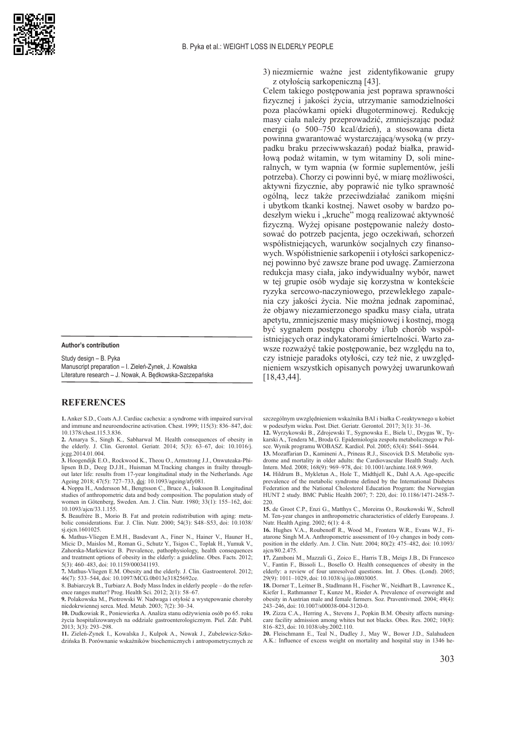3) niezmiernie ważne jest zidentyfikowanie grupy z otyłością sarkopeniczną [43].

Celem takiego postępowania jest poprawa sprawności fizycznej i jakości życia, utrzymanie samodzielności poza placówkami opieki długoterminowej. Redukcję masy ciała należy przeprowadzić, zmniejszając podaż energii (o 500–750 kcal/dzień), a stosowana dieta powinna gwarantować wystarczającą/wysoką (w przypadku braku przeciwwskazań) podaż białka, prawidłową podaż witamin, w tym witaminy D, soli mineralnych, w tym wapnia (w formie suplementów, jeśli potrzeba). Chorzy ci powinni być, w miarę możliwości, aktywni fizycznie, aby poprawić nie tylko sprawność ogólną, lecz także przeciwdziałać zanikom mięśni i ubytkom tkanki kostnej. Nawet osoby w bardzo podeszłym wieku i „kruche" mogą realizować aktywność fizyczną. Wyżej opisane postępowanie należy dostosować do potrzeb pacjenta, jego oczekiwań, schorzeń współistniejących, warunków socjalnych czy finansowych. Współistnienie sarkopenii i otyłości sarkopenicznej powinno być zawsze brane pod uwagę. Zamierzona redukcja masy ciała, jako indywidualny wybór, nawet w tej grupie osób wydaje się korzystna w kontekście ryzyka sercowo-naczyniowego, przewlekłego zapalenia czy jakości życia. Nie można jednak zapominać, że objawy niezamierzonego spadku masy ciała, utrata apetytu, zmniejszenie masy mięśniowej i kostnej, mogą być sygnałem postępu choroby i/lub chorób współistniejących oraz indykatorami śmiertelności. Warto zawsze rozważyć takie postępowanie, bez względu na to, czy istnieje paradoks otyłości, czy też nie, z uwzględnieniem wszystkich opisanych powyżej uwarunkowań [18,43,44].

**Author's contribution**

Study design – B. Pyka
Manuscript preparation – I. Zieleń-Zynek, J. Kowalska
Literature research – J. Nowak, A. Będkowska-Szczepańska

## REFERENCES

**1.** Anker S.D., Coats A.J. Cardiac cachexia: a syndrome with impaired survival and immune and neuroendocrine activation. Chest. 1999; 115(3): 836–847, doi: 10.1378/chest.115.3.836.

**2.** Amarya S., Singh K., Sabharwal M. Health consequences of obesity in the elderly. J. Clin. Gerontol. Geriatr. 2014; 5(3): 63–67, doi: 10.1016/j.jcgg.2014.01.004.

**3.** Hoogendijk E.O., Rockwood K., Theou O., Armstrong J.J., Onwuteaka-Philipsen B.D., Deeg D.J.H., Huisman M.Tracking changes in frailty throughout later life: results from 17-year longitudinal study in the Netherlands. Age Ageing 2018; 47(5): 727–733, doi: 10.1093/ageing/afy081.

**4.** Noppa H., Andersson M., Bengtsson C., Bruce A., Isaksson B. Longitudinal studies of anthropometric data and body composition. The population study of women in Götenberg, Sweden. Am. J. Clin. Nutr. 1980; 33(1): 155–162, doi: 10.1093/ajcn/33.1.155.

**5.** Beaufrère B., Morio B. Fat and protein redistribution with aging: metabolic considerations. Eur. J. Clin. Nutr. 2000; 54(3): S48–S53, doi: 10.1038/sj.ejcn.1601025.

**6.** Mathus-Vliegen E.M.H., Basdevant A., Finer N., Hainer V., Hauner H., Micic D., Maislos M., Roman G., Schutz Y., Tsigos C., Toplak H., Yumuk V., Zahorska-Markiewicz B. Prevalence, pathophysiology, health consequences and treatment options of obesity in the elderly: a guideline. Obes. Facts. 2012; 5(3): 460–483, doi: 10.1159/000341193.

**7.** Mathus-Vliegen E.M. Obesity and the elderly. J. Clin. Gastroenterol. 2012; 46(7): 533–544, doi: 10.1097/MCG.0b013e31825692ce.

8. Babiarczyk B., Turbiarz A. Body Mass Index in elderly people – do the reference ranges matter? Prog. Health Sci. 2012; 2(1): 58–67.

**9.** Polakowska M., Piotrowski W. Nadwaga i otyłość a występowanie choroby niedokrwiennej serca. Med. Metab. 2003; 7(2): 30–34.

**10.** Dudkowiak R., Poniewierka A. Analiza stanu odżywienia osób po 65. roku życia hospitalizowanych na oddziale gastroenterologicznym. Piel. Zdr. Publ. 2013; 3(3): 293–298.

**11.** Zieleń-Zynek I., Kowalska J., Kulpok A., Nowak J., Zubelewicz-Szkodzińska B. Porównanie wskaźników biochemicznych i antropometrycznych ze szczególnym uwzględnieniem wskaźnika BAI i białka C-reaktywnego u kobiet w podeszłym wieku. Post. Diet. Geriatr. Gerontol. 2017; 3(1): 31–36.

**12.** Wyrzykowski B., Zdrojewski T., Sygnowska E., Biela U., Drygas W., Tykarski A., Tendera M., Broda G. Epidemiologia zespołu metabolicznego w Polsce. Wynik programu WOBASZ. Kardiol. Pol. 2005; 63(4): S641–S644.

**13.** Mozaffarian D., Kamineni A., Prineas R.J., Siscovick D.S. Metabolic syndrome and mortality in older adults: the Cardiovascular Health Study. Arch. Intern. Med. 2008; 168(9): 969–978, doi: 10.1001/archinte.168.9.969.

**14.** Hildrum B., Mykletun A., Hole T., Midthjell K., Dahl A.A. Age-specific prevalence of the metabolic syndrome defined by the International Diabetes Federation and the National Cholesterol Education Program: the Norwegian HUNT 2 study. BMC Public Health 2007; 7: 220, doi: 10.1186/1471-2458-7-220.

**15.** de Groot C.P., Enzi G., Matthys C., Moreiras O., Roszkowski W., Schroll M. Ten-year changes in anthropometric characteristics of elderly Europeans. J. Nutr. Health Aging. 2002; 6(1): 4–8.

**16.** Hughes V.A., Roubenoff R., Wood M., Frontera W.R., Evans W.J., Fiatarone Singh M.A. Anthropometric assessment of 10-y changes in body composition in the elderly. Am. J. Clin. Nutr. 2004; 80(2): 475–482, doi: 10.1093/ajcn/80.2.475.

**17.** Zamboni M., Mazzali G., Zoico E., Harris T.B., Meigs J.B., Di Francesco V., Fantin F., Bissoli L., Bosello O. Health consequences of obesity in the elderly: a review of four unresolved questions. Int. J. Obes. (Lond). 2005; 29(9): 1011–1029, doi: 10.1038/sj.ijo.0803005.

**18.** Dorner T., Leitner B., Stadlmann H., Fischer W., Neidhart B., Lawrence K., Kiefer I., Rathmanner T., Kunze M., Rieder A. Prevalence of overweight and obesity in Austrian male and female farmers. Soz. Praventivmed. 2004; 49(4): 243–246, doi: 10.1007/s00038-004-3120-0.

**19.** Zizza C.A., Herring A., Stevens J., Popkin B.M. Obesity affects nursing-care facility admission among whites but not blacks. Obes. Res. 2002; 10(8): 816–823, doi: 10.1038/oby.2002.110.

**20.** Fleischmann E., Teal N., Dudley J., May W., Bower J.D., Salahudeen A.K.: Influence of excess weight on mortality and hospital stay in 1346 he-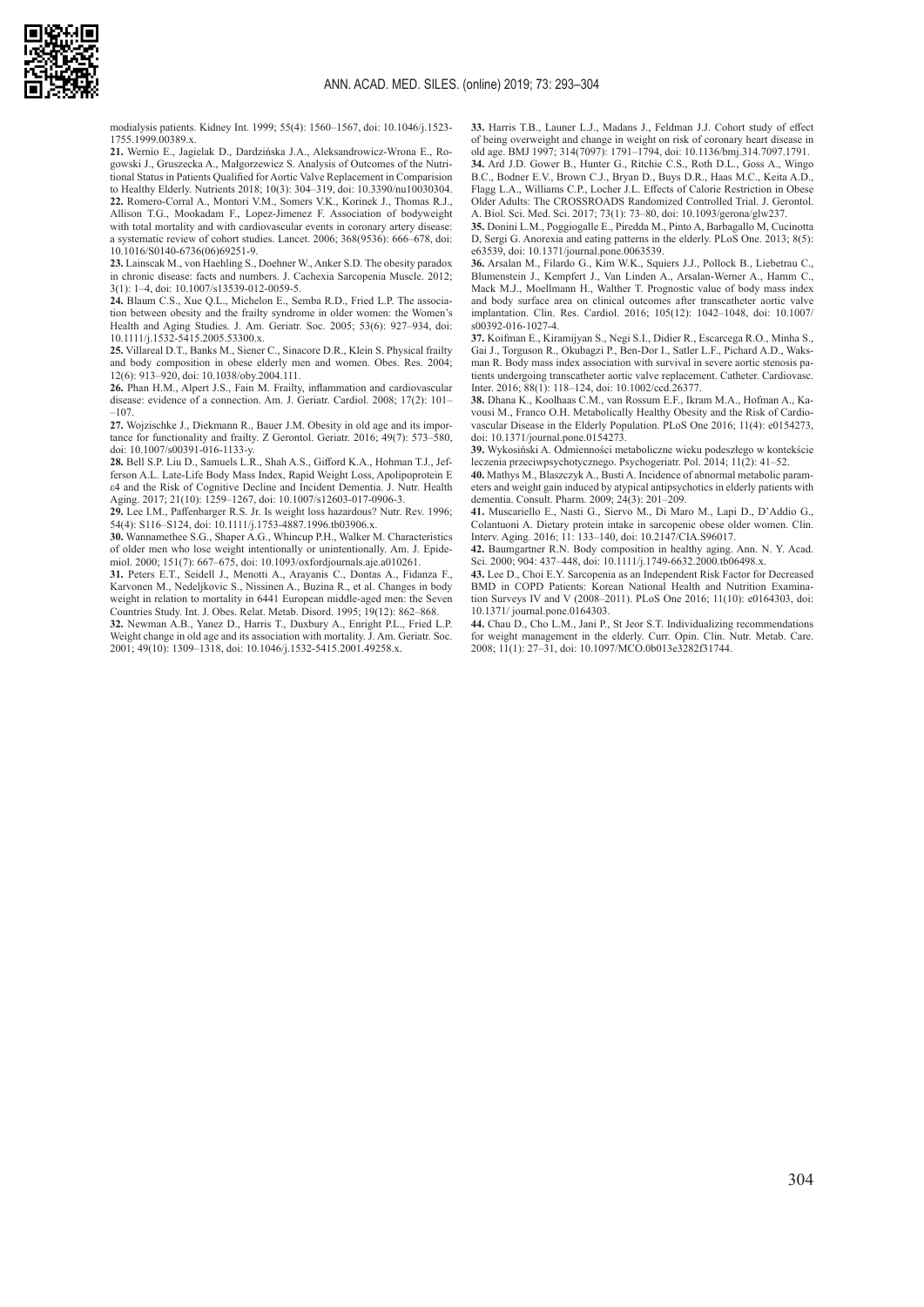modialysis patients. Kidney Int. 1999; 55(4): 1560–1567, doi: 10.1046/j.1523-1755.1999.00389.x.

**21.** Wernio E., Jagielak D., Dardzińska J.A., Aleksandrowicz-Wrona E., Rogowski J., Gruszecka A., Małgorzewicz S. Analysis of Outcomes of the Nutritional Status in Patients Qualified for Aortic Valve Replacement in Comparision to Healthy Elderly. Nutrients 2018; 10(3): 304–319, doi: 10.3390/nu10030304.

**22.** Romero-Corral A., Montori V.M., Somers V.K., Korinek J., Thomas R.J., Allison T.G., Mookadam F., Lopez-Jimenez F. Association of bodyweight with total mortality and with cardiovascular events in coronary artery disease: a systematic review of cohort studies. Lancet. 2006; 368(9536): 666–678, doi: 10.1016/S0140-6736(06)69251-9.

**23.** Lainscak M., von Haehling S., Doehner W., Anker S.D. The obesity paradox in chronic disease: facts and numbers. J. Cachexia Sarcopenia Muscle. 2012; 3(1): 1–4, doi: 10.1007/s13539-012-0059-5.

**24.** Blaum C.S., Xue Q.L., Michelon E., Semba R.D., Fried L.P. The association between obesity and the frailty syndrome in older women: the Women's Health and Aging Studies. J. Am. Geriatr. Soc. 2005; 53(6): 927–934, doi: 10.1111/j.1532-5415.2005.53300.x.

**25.** Villareal D.T., Banks M., Siener C., Sinacore D.R., Klein S. Physical frailty and body composition in obese elderly men and women. Obes. Res. 2004; 12(6): 913–920, doi: 10.1038/oby.2004.111.

**26.** Phan H.M., Alpert J.S., Fain M. Frailty, inflammation and cardiovascular disease: evidence of a connection. Am. J. Geriatr. Cardiol. 2008; 17(2): 101–107.

**27.** Wojzischke J., Diekmann R., Bauer J.M. Obesity in old age and its importance for functionality and frailty. Z Gerontol. Geriatr. 2016; 49(7): 573–580, doi: 10.1007/s00391-016-1133-y.

**28.** Bell S.P. Liu D., Samuels L.R., Shah A.S., Gifford K.A., Hohman T.J., Jefferson A.L. Late-Life Body Mass Index, Rapid Weight Loss, Apolipoprotein E ε4 and the Risk of Cognitive Decline and Incident Dementia. J. Nutr. Health Aging. 2017; 21(10): 1259–1267, doi: 10.1007/s12603-017-0906-3.

**29.** Lee I.M., Paffenbarger R.S. Jr. Is weight loss hazardous? Nutr. Rev. 1996; 54(4): S116–S124, doi: 10.1111/j.1753-4887.1996.tb03906.x.

**30.** Wannamethee S.G., Shaper A.G., Whincup P.H., Walker M. Characteristics of older men who lose weight intentionally or unintentionally. Am. J. Epidemiol. 2000; 151(7): 667–675, doi: 10.1093/oxfordjournals.aje.a010261.

**31.** Peters E.T., Seidell J., Menotti A., Arayanis C., Dontas A., Fidanza F., Karvonen M., Nedeljkovic S., Nissinen A., Buzina R., et al. Changes in body weight in relation to mortality in 6441 European middle-aged men: the Seven Countries Study. Int. J. Obes. Relat. Metab. Disord. 1995; 19(12): 862–868.

**32.** Newman A.B., Yanez D., Harris T., Duxbury A., Enright P.L., Fried L.P. Weight change in old age and its association with mortality. J. Am. Geriatr. Soc. 2001; 49(10): 1309–1318, doi: 10.1046/j.1532-5415.2001.49258.x.

**33.** Harris T.B., Launer L.J., Madans J., Feldman J.J. Cohort study of effect of being overweight and change in weight on risk of coronary heart disease in old age. BMJ 1997; 314(7097): 1791–1794, doi: 10.1136/bmj.314.7097.1791.

**34.** Ard J.D. Gower B., Hunter G., Ritchie C.S., Roth D.L., Goss A., Wingo B.C., Bodner E.V., Brown C.J., Bryan D., Buys D.R., Haas M.C., Keita A.D., Flagg L.A., Williams C.P., Locher J.L. Effects of Calorie Restriction in Obese Older Adults: The CROSSROADS Randomized Controlled Trial. J. Gerontol. A. Biol. Sci. Med. Sci. 2017; 73(1): 73–80, doi: 10.1093/gerona/glw237.

**35.** Donini L.M., Poggiogalle E., Piredda M., Pinto A, Barbagallo M, Cucinotta D, Sergi G. Anorexia and eating patterns in the elderly. PLoS One. 2013; 8(5): e63539, doi: 10.1371/journal.pone.0063539.

**36.** Arsalan M., Filardo G., Kim W.K., Squiers J.J., Pollock B., Liebetrau C., Blumenstein J., Kempfert J., Van Linden A., Arsalan-Werner A., Hamm C., Mack M.J., Moellmann H., Walther T. Prognostic value of body mass index and body surface area on clinical outcomes after transcatheter aortic valve implantation. Clin. Res. Cardiol. 2016; 105(12): 1042–1048, doi: 10.1007/s00392-016-1027-4.

**37.** Koifman E., Kiramijyan S., Negi S.I., Didier R., Escarcega R.O., Minha S., Gai J., Torguson R., Okubagzi P., Ben-Dor I., Satler L.F., Pichard A.D., Waksman R. Body mass index association with survival in severe aortic stenosis patients undergoing transcatheter aortic valve replacement. Catheter. Cardiovasc. Inter. 2016; 88(1): 118–124, doi: 10.1002/ccd.26377.

**38.** Dhana K., Koolhaas C.M., van Rossum E.F., Ikram M.A., Hofman A., Kavousi M., Franco O.H. Metabolically Healthy Obesity and the Risk of Cardiovascular Disease in the Elderly Population. PLoS One 2016; 11(4): e0154273, doi: 10.1371/journal.pone.0154273.

**39.** Wykosiński A. Odmienności metaboliczne wieku podeszłego w kontekście leczenia przeciwpsychotycznego. Psychogeriatr. Pol. 2014; 11(2): 41–52.

**40.** Mathys M., Blaszczyk A., Busti A. Incidence of abnormal metabolic parameters and weight gain induced by atypical antipsychotics in elderly patients with dementia. Consult. Pharm. 2009; 24(3): 201–209.

**41.** Muscariello E., Nasti G., Siervo M., Di Maro M., Lapi D., D'Addio G., Colantuoni A. Dietary protein intake in sarcopenic obese older women. Clin. Interv. Aging. 2016; 11: 133–140, doi: 10.2147/CIA.S96017.

**42.** Baumgartner R.N. Body composition in healthy aging. Ann. N. Y. Acad. Sci. 2000; 904: 437–448, doi: 10.1111/j.1749-6632.2000.tb06498.x.

**43.** Lee D., Choi E.Y. Sarcopenia as an Independent Risk Factor for Decreased BMD in COPD Patients: Korean National Health and Nutrition Examination Surveys IV and V (2008–2011). PLoS One 2016; 11(10): e0164303, doi: 10.1371/ journal.pone.0164303.

**44.** Chau D., Cho L.M., Jani P., St Jeor S.T. Individualizing recommendations for weight management in the elderly. Curr. Opin. Clin. Nutr. Metab. Care. 2008; 11(1): 27–31, doi: 10.1097/MCO.0b013e3282f31744.